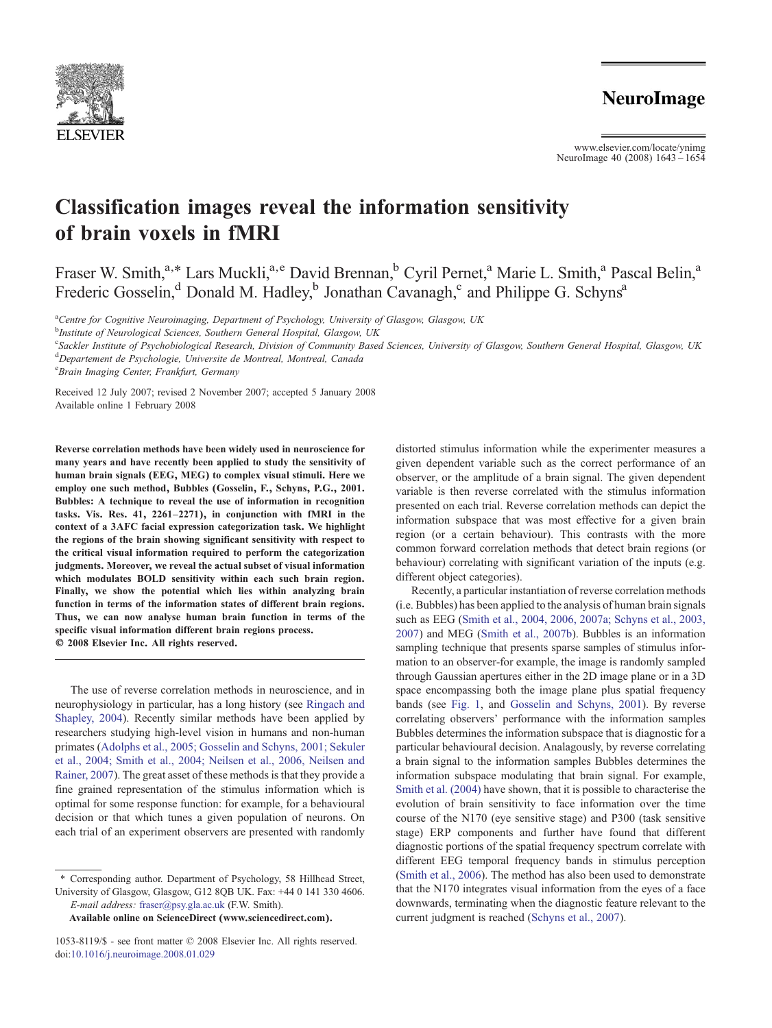# Classification images reveal the information sensitivity of brain voxels in fMRI

Fraser W. Smith,[a,*] Lars Muckli,[a,e] David Brennan,[b] Cyril Pernet,[a] Marie L. Smith,[a] Pascal Belin,[a] Frederic Gosselin,[d] Donald M. Hadley,[b] Jonathan Cavanagh,[c] and Philippe G. Schyns[a]

[a]*Centre for Cognitive Neuroimaging, Department of Psychology, University of Glasgow, Glasgow, UK*
[b]*Institute of Neurological Sciences, Southern General Hospital, Glasgow, UK*
[c]*Sackler Institute of Psychobiological Research, Division of Community Based Sciences, University of Glasgow, Southern General Hospital, Glasgow, UK*
[d]*Departement de Psychologie, Universite de Montreal, Montreal, Canada*
[e]*Brain Imaging Center, Frankfurt, Germany*

Received 12 July 2007; revised 2 November 2007; accepted 5 January 2008
Available online 1 February 2008

**Reverse correlation methods have been widely used in neuroscience for many years and have recently been applied to study the sensitivity of human brain signals (EEG, MEG) to complex visual stimuli. Here we employ one such method, Bubbles (Gosselin, F., Schyns, P.G., 2001. Bubbles: A technique to reveal the use of information in recognition tasks. Vis. Res. 41, 2261–2271), in conjunction with fMRI in the context of a 3AFC facial expression categorization task. We highlight the regions of the brain showing significant sensitivity with respect to the critical visual information required to perform the categorization judgments. Moreover, we reveal the actual subset of visual information which modulates BOLD sensitivity within each such brain region. Finally, we show the potential which lies within analyzing brain function in terms of the information states of different brain regions. Thus, we can now analyse human brain function in terms of the specific visual information different brain regions process.**
**© 2008 Elsevier Inc. All rights reserved.**

The use of reverse correlation methods in neuroscience, and in neurophysiology in particular, has a long history (see Ringach and Shapley, 2004). Recently similar methods have been applied by researchers studying high-level vision in humans and non-human primates (Adolphs et al., 2005; Gosselin and Schyns, 2001; Sekuler et al., 2004; Smith et al., 2004; Neilsen et al., 2006, Neilsen and Rainer, 2007). The great asset of these methods is that they provide a fine grained representation of the stimulus information which is optimal for some response function: for example, for a behavioural decision or that which tunes a given population of neurons. On each trial of an experiment observers are presented with randomly distorted stimulus information while the experimenter measures a given dependent variable such as the correct performance of an observer, or the amplitude of a brain signal. The given dependent variable is then reverse correlated with the stimulus information presented on each trial. Reverse correlation methods can depict the information subspace that was most effective for a given brain region (or a certain behaviour). This contrasts with the more common forward correlation methods that detect brain regions (or behaviour) correlating with significant variation of the inputs (e.g. different object categories).

Recently, a particular instantiation of reverse correlation methods (i.e. Bubbles) has been applied to the analysis of human brain signals such as EEG (Smith et al., 2004, 2006, 2007a; Schyns et al., 2003, 2007) and MEG (Smith et al., 2007b). Bubbles is an information sampling technique that presents sparse samples of stimulus information to an observer-for example, the image is randomly sampled through Gaussian apertures either in the 2D image plane or in a 3D space encompassing both the image plane plus spatial frequency bands (see Fig. 1, and Gosselin and Schyns, 2001). By reverse correlating observers' performance with the information samples Bubbles determines the information subspace that is diagnostic for a particular behavioural decision. Analagously, by reverse correlating a brain signal to the information samples Bubbles determines the information subspace modulating that brain signal. For example, Smith et al. (2004) have shown, that it is possible to characterise the evolution of brain sensitivity to face information over the time course of the N170 (eye sensitive stage) and P300 (task sensitive stage) ERP components and further have found that different diagnostic portions of the spatial frequency spectrum correlate with different EEG temporal frequency bands in stimulus perception (Smith et al., 2006). The method has also been used to demonstrate that the N170 integrates visual information from the eyes of a face downwards, terminating when the diagnostic feature relevant to the current judgment is reached (Schyns et al., 2007).

\* Corresponding author. Department of Psychology, 58 Hillhead Street, University of Glasgow, Glasgow, G12 8QB UK. Fax: +44 0 141 330 4606.
*E-mail address:* fraser@psy.gla.ac.uk (F.W. Smith).

**Available online on ScienceDirect (www.sciencedirect.com).**

1053-8119/$ - see front matter © 2008 Elsevier Inc. All rights reserved.
doi:10.1016/j.neuroimage.2008.01.029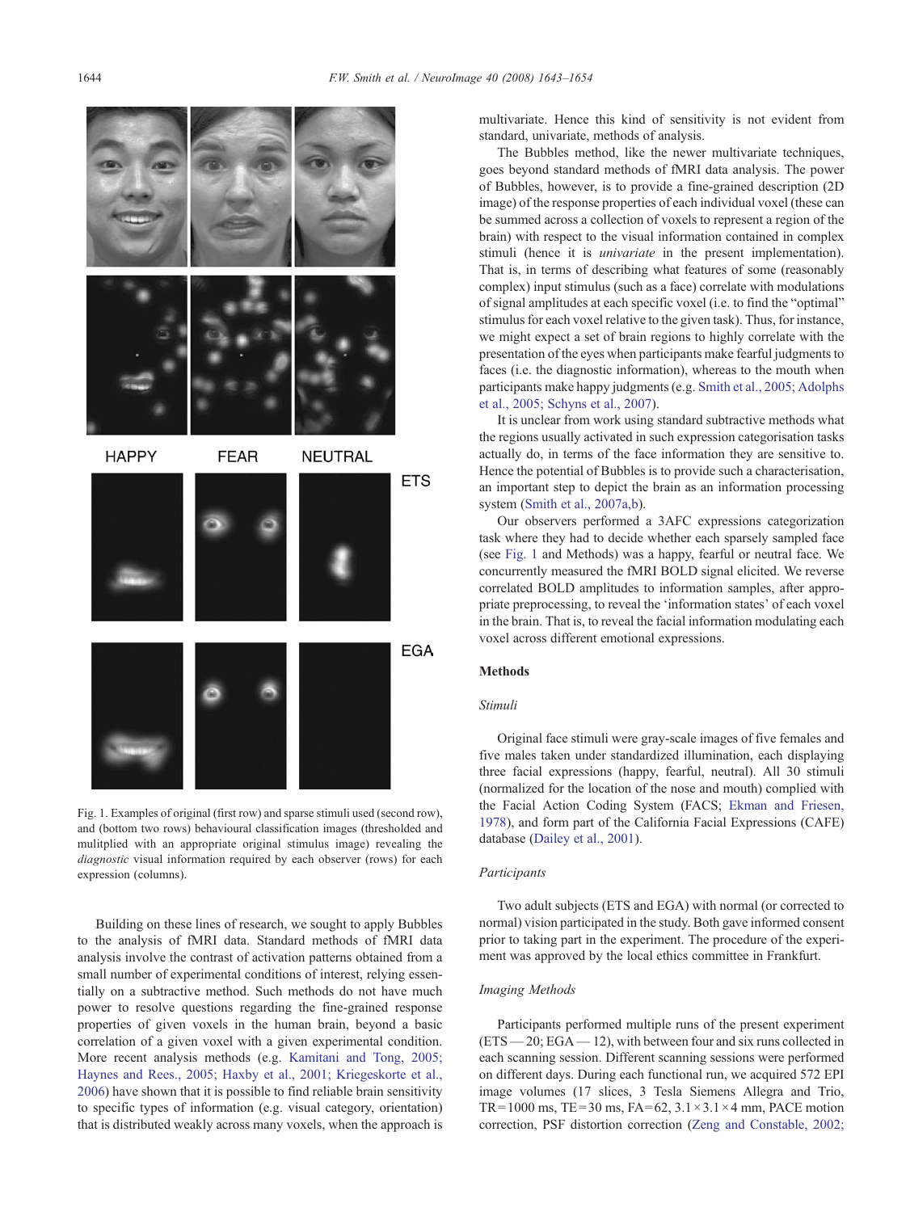Fig. 1. Examples of original (first row) and sparse stimuli used (second row), and (bottom two rows) behavioural classification images (thresholded and mulitplied with an appropriate original stimulus image) revealing the *diagnostic* visual information required by each observer (rows) for each expression (columns).

Building on these lines of research, we sought to apply Bubbles to the analysis of fMRI data. Standard methods of fMRI data analysis involve the contrast of activation patterns obtained from a small number of experimental conditions of interest, relying essentially on a subtractive method. Such methods do not have much power to resolve questions regarding the fine-grained response properties of given voxels in the human brain, beyond a basic correlation of a given voxel with a given experimental condition. More recent analysis methods (e.g. Kamitani and Tong, 2005; Haynes and Rees., 2005; Haxby et al., 2001; Kriegeskorte et al., 2006) have shown that it is possible to find reliable brain sensitivity to specific types of information (e.g. visual category, orientation) that is distributed weakly across many voxels, when the approach is multivariate. Hence this kind of sensitivity is not evident from standard, univariate, methods of analysis.

The Bubbles method, like the newer multivariate techniques, goes beyond standard methods of fMRI data analysis. The power of Bubbles, however, is to provide a fine-grained description (2D image) of the response properties of each individual voxel (these can be summed across a collection of voxels to represent a region of the brain) with respect to the visual information contained in complex stimuli (hence it is *univariate* in the present implementation). That is, in terms of describing what features of some (reasonably complex) input stimulus (such as a face) correlate with modulations of signal amplitudes at each specific voxel (i.e. to find the "optimal" stimulus for each voxel relative to the given task). Thus, for instance, we might expect a set of brain regions to highly correlate with the presentation of the eyes when participants make fearful judgments to faces (i.e. the diagnostic information), whereas to the mouth when participants make happy judgments (e.g. Smith et al., 2005; Adolphs et al., 2005; Schyns et al., 2007).

It is unclear from work using standard subtractive methods what the regions usually activated in such expression categorisation tasks actually do, in terms of the face information they are sensitive to. Hence the potential of Bubbles is to provide such a characterisation, an important step to depict the brain as an information processing system (Smith et al., 2007a,b).

Our observers performed a 3AFC expressions categorization task where they had to decide whether each sparsely sampled face (see Fig. 1 and Methods) was a happy, fearful or neutral face. We concurrently measured the fMRI BOLD signal elicited. We correlated BOLD amplitudes to information samples, after appropriate preprocessing, to reveal the 'information states' of each voxel in the brain. That is, to reveal the facial information modulating each voxel across different emotional expressions.

## Methods

### Stimuli

Original face stimuli were gray-scale images of five females and five males taken under standardized illumination, each displaying three facial expressions (happy, fearful, neutral). All 30 stimuli (normalized for the location of the nose and mouth) complied with the Facial Action Coding System (FACS; Ekman and Friesen, 1978), and form part of the California Facial Expressions (CAFE) database (Dailey et al., 2001).

### Participants

Two adult subjects (ETS and EGA) with normal (or corrected to normal) vision participated in the study. Both gave informed consent prior to taking part in the experiment. The procedure of the experiment was approved by the local ethics committee in Frankfurt.

### Imaging Methods

Participants performed multiple runs of the present experiment (ETS — 20; EGA — 12), with between four and six runs collected in each scanning session. Different scanning sessions were performed on different days. During each functional run, we acquired 572 EPI image volumes (17 slices, 3 Tesla Siemens Allegra and Trio, TR = 1000 ms, TE = 30 ms, FA = 62, $3.1 \times 3.1 \times 4$ mm, PACE motion correction, PSF distortion correction (Zeng and Constable, 2002;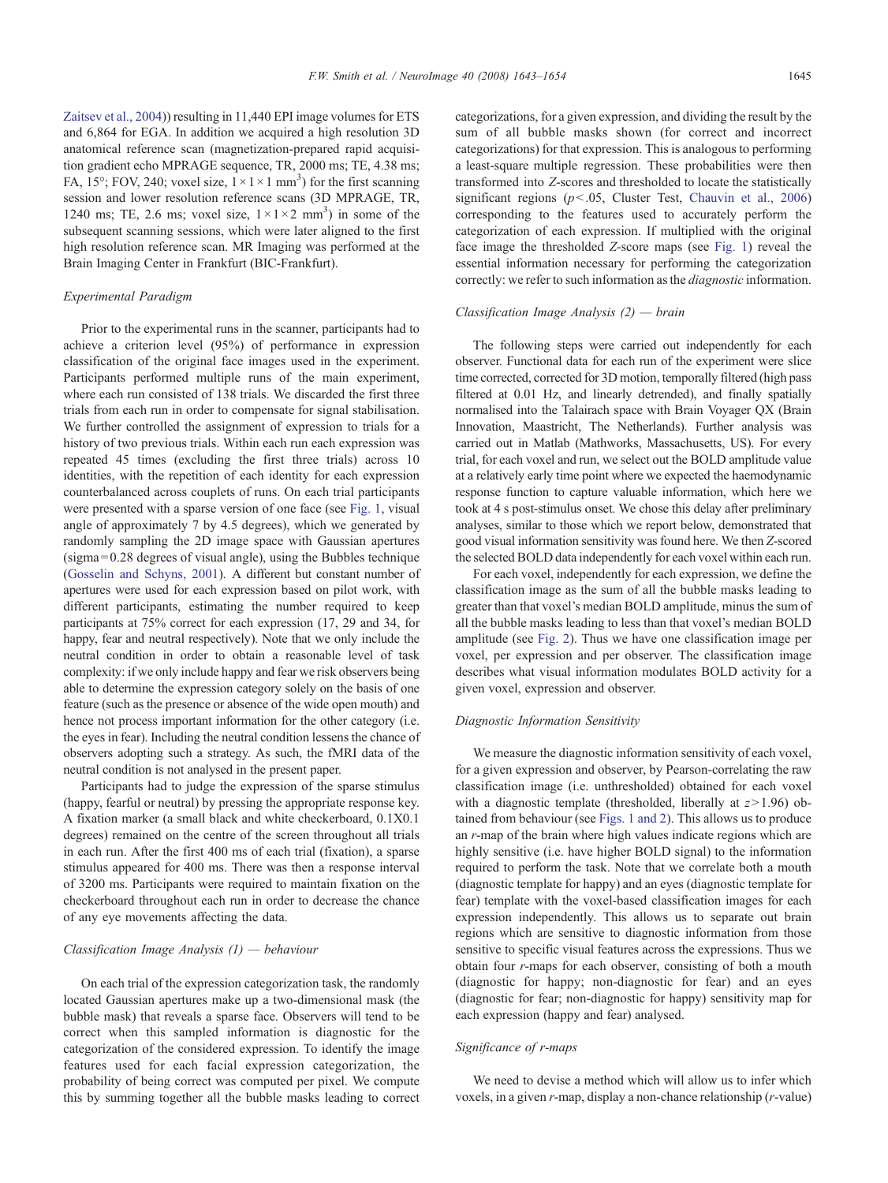Zaitsev et al., 2004)) resulting in 11,440 EPI image volumes for ETS and 6,864 for EGA. In addition we acquired a high resolution 3D anatomical reference scan (magnetization-prepared rapid acquisition gradient echo MPRAGE sequence, TR, 2000 ms; TE, 4.38 ms; FA, 15°; FOV, 240; voxel size, $1 \times 1 \times 1$ mm$^3$) for the first scanning session and lower resolution reference scans (3D MPRAGE, TR, 1240 ms; TE, 2.6 ms; voxel size, $1 \times 1 \times 2$ mm$^3$) in some of the subsequent scanning sessions, which were later aligned to the first high resolution reference scan. MR Imaging was performed at the Brain Imaging Center in Frankfurt (BIC-Frankfurt).

### Experimental Paradigm

Prior to the experimental runs in the scanner, participants had to achieve a criterion level (95%) of performance in expression classification of the original face images used in the experiment. Participants performed multiple runs of the main experiment, where each run consisted of 138 trials. We discarded the first three trials from each run in order to compensate for signal stabilisation. We further controlled the assignment of expression to trials for a history of two previous trials. Within each run each expression was repeated 45 times (excluding the first three trials) across 10 identities, with the repetition of each identity for each expression counterbalanced across couplets of runs. On each trial participants were presented with a sparse version of one face (see Fig. 1, visual angle of approximately 7 by 4.5 degrees), which we generated by randomly sampling the 2D image space with Gaussian apertures (sigma = 0.28 degrees of visual angle), using the Bubbles technique (Gosselin and Schyns, 2001). A different but constant number of apertures were used for each expression based on pilot work, with different participants, estimating the number required to keep participants at 75% correct for each expression (17, 29 and 34, for happy, fear and neutral respectively). Note that we only include the neutral condition in order to obtain a reasonable level of task complexity: if we only include happy and fear we risk observers being able to determine the expression category solely on the basis of one feature (such as the presence or absence of the wide open mouth) and hence not process important information for the other category (i.e. the eyes in fear). Including the neutral condition lessens the chance of observers adopting such a strategy. As such, the fMRI data of the neutral condition is not analysed in the present paper.

Participants had to judge the expression of the sparse stimulus (happy, fearful or neutral) by pressing the appropriate response key. A fixation marker (a small black and white checkerboard, 0.1X0.1 degrees) remained on the centre of the screen throughout all trials in each run. After the first 400 ms of each trial (fixation), a sparse stimulus appeared for 400 ms. There was then a response interval of 3200 ms. Participants were required to maintain fixation on the checkerboard throughout each run in order to decrease the chance of any eye movements affecting the data.

### Classification Image Analysis (1) — behaviour

On each trial of the expression categorization task, the randomly located Gaussian apertures make up a two-dimensional mask (the bubble mask) that reveals a sparse face. Observers will tend to be correct when this sampled information is diagnostic for the categorization of the considered expression. To identify the image features used for each facial expression categorization, the probability of being correct was computed per pixel. We compute this by summing together all the bubble masks leading to correct categorizations, for a given expression, and dividing the result by the sum of all bubble masks shown (for correct and incorrect categorizations) for that expression. This is analogous to performing a least-square multiple regression. These probabilities were then transformed into *Z*-scores and thresholded to locate the statistically significant regions ($p < .05$, Cluster Test, Chauvin et al., 2006) corresponding to the features used to accurately perform the categorization of each expression. If multiplied with the original face image the thresholded *Z*-score maps (see Fig. 1) reveal the essential information necessary for performing the categorization correctly: we refer to such information as the *diagnostic* information.

### Classification Image Analysis (2) — brain

The following steps were carried out independently for each observer. Functional data for each run of the experiment were slice time corrected, corrected for 3D motion, temporally filtered (high pass filtered at 0.01 Hz, and linearly detrended), and finally spatially normalised into the Talairach space with Brain Voyager QX (Brain Innovation, Maastricht, The Netherlands). Further analysis was carried out in Matlab (Mathworks, Massachusetts, US). For every trial, for each voxel and run, we select out the BOLD amplitude value at a relatively early time point where we expected the haemodynamic response function to capture valuable information, which here we took at 4 s post-stimulus onset. We chose this delay after preliminary analyses, similar to those which we report below, demonstrated that good visual information sensitivity was found here. We then *Z*-scored the selected BOLD data independently for each voxel within each run.

For each voxel, independently for each expression, we define the classification image as the sum of all the bubble masks leading to greater than that voxel's median BOLD amplitude, minus the sum of all the bubble masks leading to less than that voxel's median BOLD amplitude (see Fig. 2). Thus we have one classification image per voxel, per expression and per observer. The classification image describes what visual information modulates BOLD activity for a given voxel, expression and observer.

### Diagnostic Information Sensitivity

We measure the diagnostic information sensitivity of each voxel, for a given expression and observer, by Pearson-correlating the raw classification image (i.e. unthresholded) obtained for each voxel with a diagnostic template (thresholded, liberally at $z > 1.96$) obtained from behaviour (see Figs. 1 and 2). This allows us to produce an *r*-map of the brain where high values indicate regions which are highly sensitive (i.e. have higher BOLD signal) to the information required to perform the task. Note that we correlate both a mouth (diagnostic template for happy) and an eyes (diagnostic template for fear) template with the voxel-based classification images for each expression independently. This allows us to separate out brain regions which are sensitive to diagnostic information from those sensitive to specific visual features across the expressions. Thus we obtain four *r*-maps for each observer, consisting of both a mouth (diagnostic for happy; non-diagnostic for fear) and an eyes (diagnostic for fear; non-diagnostic for happy) sensitivity map for each expression (happy and fear) analysed.

### Significance of r-maps

We need to devise a method which will allow us to infer which voxels, in a given *r*-map, display a non-chance relationship (*r*-value)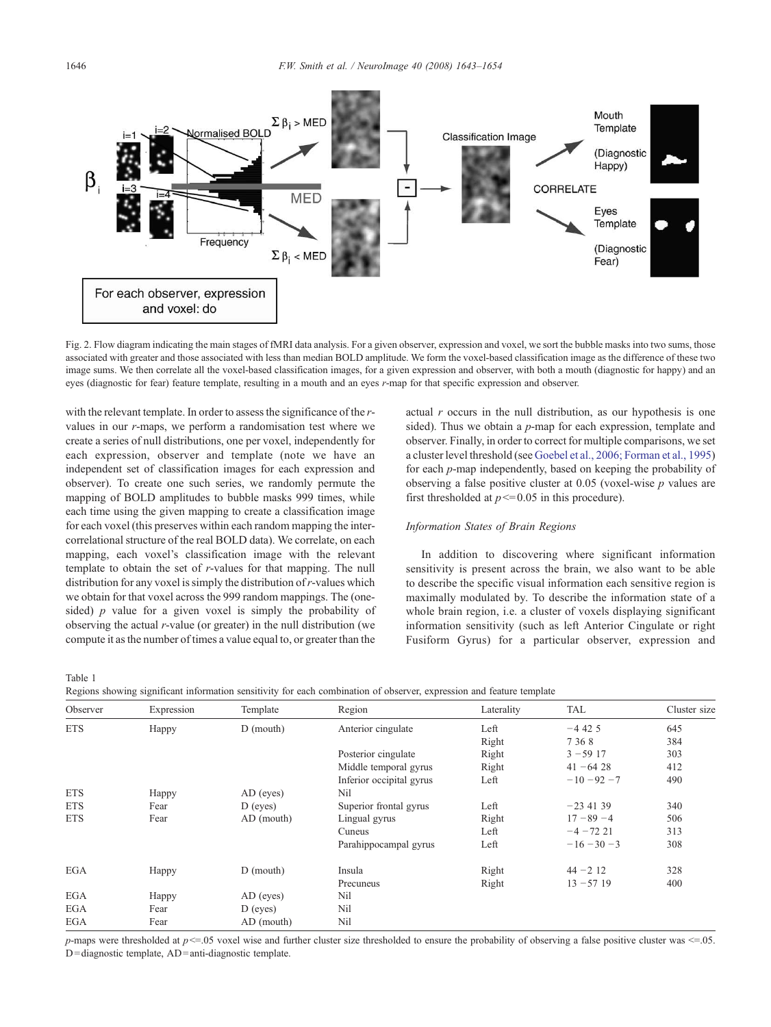$\beta_i$

i=1

i=2

i=3

i=4

Normalised BOLD

MED

Frequency

$\Sigma\beta_i$ > MED

$\Sigma\beta_i$ < MED

-

Classification Image

CORRELATE

Mouth Template

(Diagnostic Happy)

Eyes Template

(Diagnostic Fear)

For each observer, expression and voxel: do

Fig. 2. Flow diagram indicating the main stages of fMRI data analysis. For a given observer, expression and voxel, we sort the bubble masks into two sums, those associated with greater and those associated with less than median BOLD amplitude. We form the voxel-based classification image as the difference of these two image sums. We then correlate all the voxel-based classification images, for a given expression and observer, with both a mouth (diagnostic for happy) and an eyes (diagnostic for fear) feature template, resulting in a mouth and an eyes $r$-map for that specific expression and observer.

with the relevant template. In order to assess the significance of the $r$-values in our $r$-maps, we perform a randomisation test where we create a series of null distributions, one per voxel, independently for each expression, observer and template (note we have an independent set of classification images for each expression and observer). To create one such series, we randomly permute the mapping of BOLD amplitudes to bubble masks 999 times, while each time using the given mapping to create a classification image for each voxel (this preserves within each random mapping the inter-correlational structure of the real BOLD data). We correlate, on each mapping, each voxel's classification image with the relevant template to obtain the set of $r$-values for that mapping. The null distribution for any voxel is simply the distribution of $r$-values which we obtain for that voxel across the 999 random mappings. The (one-sided) $p$ value for a given voxel is simply the probability of observing the actual $r$-value (or greater) in the null distribution (we compute it as the number of times a value equal to, or greater than the actual $r$ occurs in the null distribution, as our hypothesis is one sided). Thus we obtain a $p$-map for each expression, template and observer. Finally, in order to correct for multiple comparisons, we set a cluster level threshold (see Goebel et al., 2006; Forman et al., 1995) for each $p$-map independently, based on keeping the probability of observing a false positive cluster at 0.05 (voxel-wise $p$ values are first thresholded at $p \le 0.05$ in this procedure).

### *Information States of Brain Regions*

In addition to discovering where significant information sensitivity is present across the brain, we also want to be able to describe the specific visual information each sensitive region is maximally modulated by. To describe the information state of a whole brain region, i.e. a cluster of voxels displaying significant information sensitivity (such as left Anterior Cingulate or right Fusiform Gyrus) for a particular observer, expression and

Table 1
Regions showing significant information sensitivity for each combination of observer, expression and feature template

| Observer | Expression | Template | Region | Laterality | TAL | Cluster size |
|---|---|---|---|---|---|---|
| ETS | Happy | D (mouth) | Anterior cingulate | Left | −4 42 5 | 645 |
| | | | | Right | 7 36 8 | 384 |
| | | | Posterior cingulate | Right | 3 −59 17 | 303 |
| | | | Middle temporal gyrus | Right | 41 −64 28 | 412 |
| | | | Inferior occipital gyrus | Left | −10 −92 −7 | 490 |
| ETS | Happy | AD (eyes) | Nil | | | |
| ETS | Fear | D (eyes) | Superior frontal gyrus | Left | −23 41 39 | 340 |
| ETS | Fear | AD (mouth) | Lingual gyrus | Right | 17 −89 −4 | 506 |
| | | | Cuneus | Left | −4 −72 21 | 313 |
| | | | Parahippocampal gyrus | Left | −16 −30 −3 | 308 |
| EGA | Happy | D (mouth) | Insula | Right | 44 −2 12 | 328 |
| | | | Precuneus | Right | 13 −57 19 | 400 |
| EGA | Happy | AD (eyes) | Nil | | | |
| EGA | Fear | D (eyes) | Nil | | | |
| EGA | Fear | AD (mouth) | Nil | | | |

$p$-maps were thresholded at $p \le .05$ voxel wise and further cluster size thresholded to ensure the probability of observing a false positive cluster was $\le .05$. D = diagnostic template, AD = anti-diagnostic template.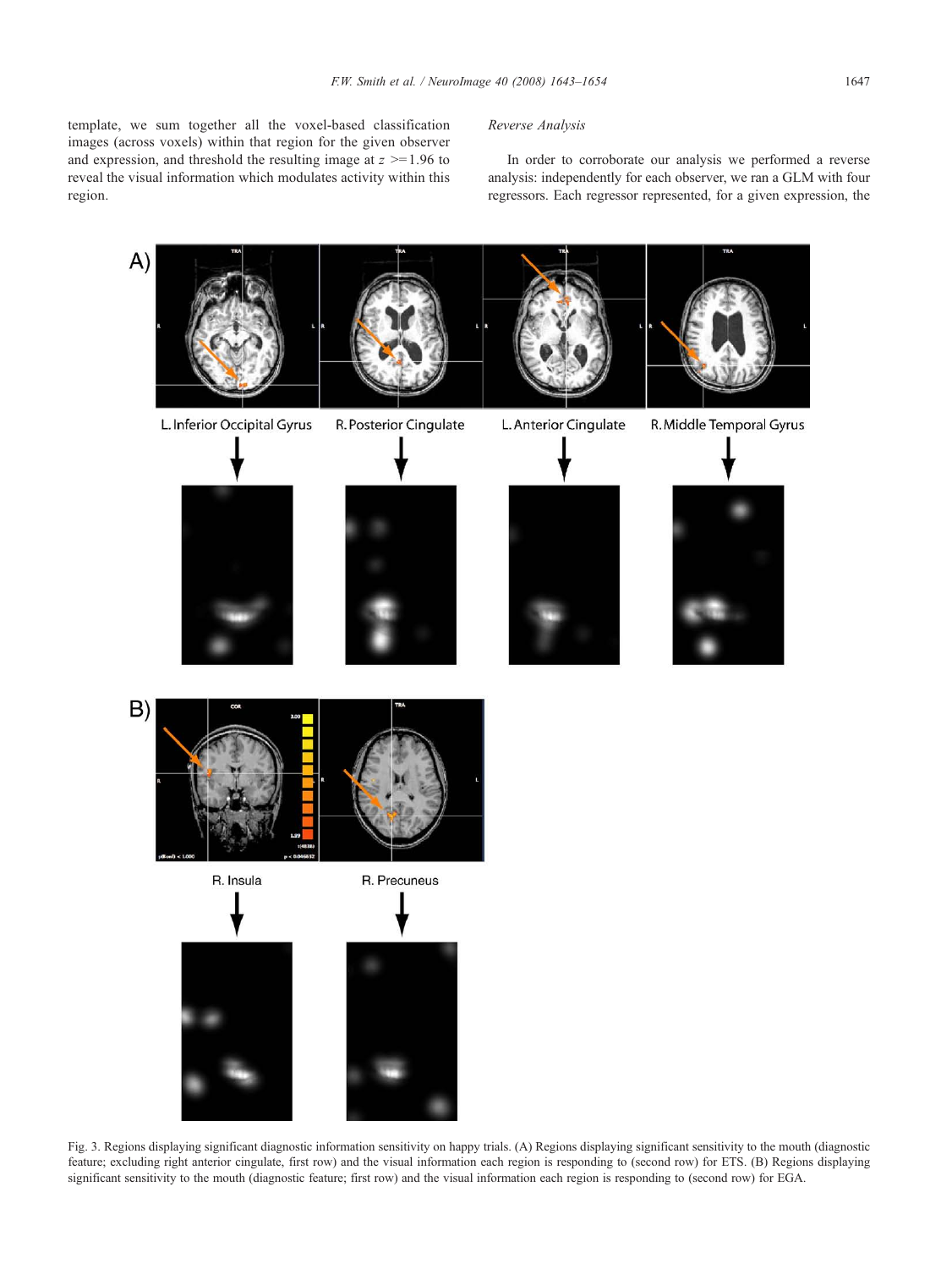template, we sum together all the voxel-based classification images (across voxels) within that region for the given observer and expression, and threshold the resulting image at $z >= 1.96$ to reveal the visual information which modulates activity within this region.

### *Reverse Analysis*

In order to corroborate our analysis we performed a reverse analysis: independently for each observer, we ran a GLM with four regressors. Each regressor represented, for a given expression, the

Fig. 3. Regions displaying significant diagnostic information sensitivity on happy trials. (A) Regions displaying significant sensitivity to the mouth (diagnostic feature; excluding right anterior cingulate, first row) and the visual information each region is responding to (second row) for ETS. (B) Regions displaying significant sensitivity to the mouth (diagnostic feature; first row) and the visual information each region is responding to (second row) for EGA.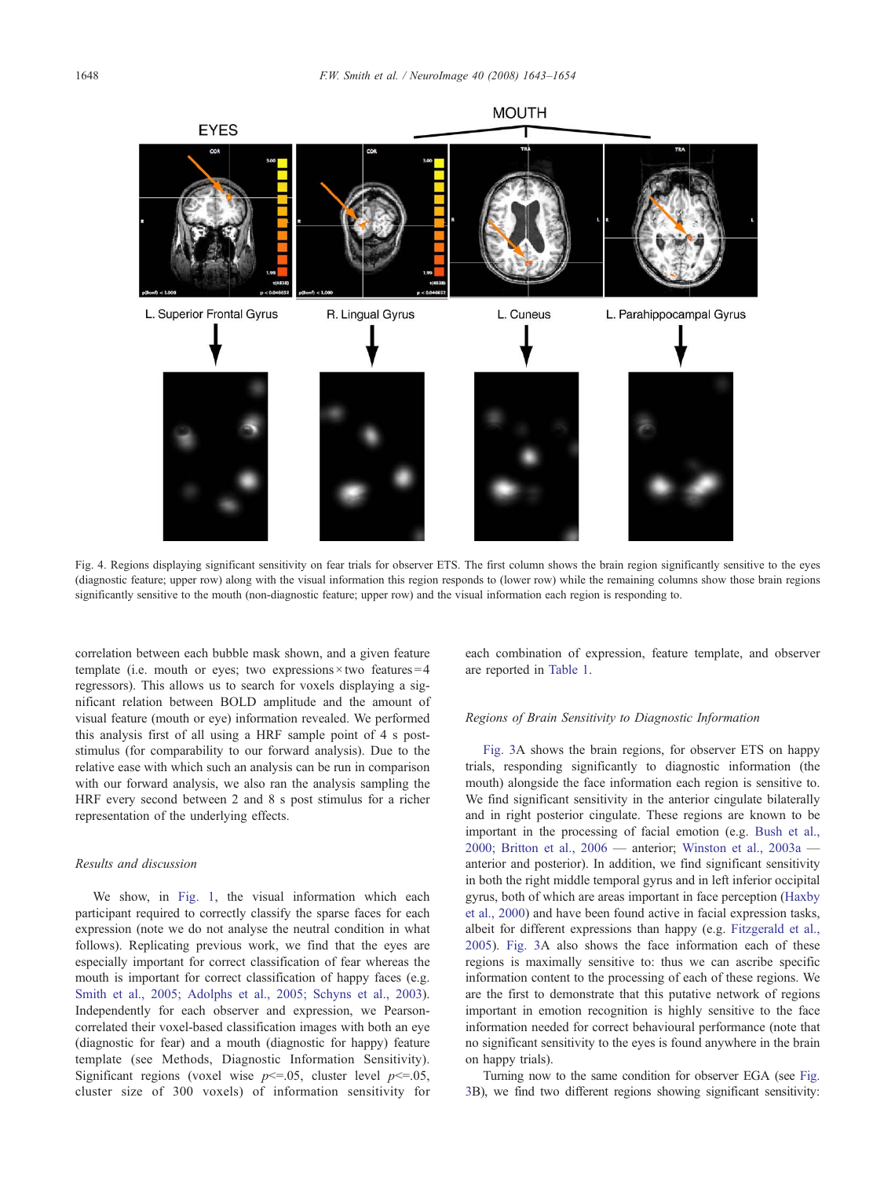Fig. 4. Regions displaying significant sensitivity on fear trials for observer ETS. The first column shows the brain region significantly sensitive to the eyes (diagnostic feature; upper row) along with the visual information this region responds to (lower row) while the remaining columns show those brain regions significantly sensitive to the mouth (non-diagnostic feature; upper row) and the visual information each region is responding to.

correlation between each bubble mask shown, and a given feature template (i.e. mouth or eyes; two expressions × two features = 4 regressors). This allows us to search for voxels displaying a significant relation between BOLD amplitude and the amount of visual feature (mouth or eye) information revealed. We performed this analysis first of all using a HRF sample point of 4 s post-stimulus (for comparability to our forward analysis). Due to the relative ease with which such an analysis can be run in comparison with our forward analysis, we also ran the analysis sampling the HRF every second between 2 and 8 s post stimulus for a richer representation of the underlying effects.

### Results and discussion

We show, in Fig. 1, the visual information which each participant required to correctly classify the sparse faces for each expression (note we do not analyse the neutral condition in what follows). Replicating previous work, we find that the eyes are especially important for correct classification of fear whereas the mouth is important for correct classification of happy faces (e.g. Smith et al., 2005; Adolphs et al., 2005; Schyns et al., 2003). Independently for each observer and expression, we Pearson-correlated their voxel-based classification images with both an eye (diagnostic for fear) and a mouth (diagnostic for happy) feature template (see Methods, Diagnostic Information Sensitivity). Significant regions (voxel wise $p <= .05$, cluster level $p <= .05$, cluster size of 300 voxels) of information sensitivity for each combination of expression, feature template, and observer are reported in Table 1.

### Regions of Brain Sensitivity to Diagnostic Information

Fig. 3A shows the brain regions, for observer ETS on happy trials, responding significantly to diagnostic information (the mouth) alongside the face information each region is sensitive to. We find significant sensitivity in the anterior cingulate bilaterally and in right posterior cingulate. These regions are known to be important in the processing of facial emotion (e.g. Bush et al., 2000; Britton et al., 2006 — anterior; Winston et al., 2003a — anterior and posterior). In addition, we find significant sensitivity in both the right middle temporal gyrus and in left inferior occipital gyrus, both of which are areas important in face perception (Haxby et al., 2000) and have been found active in facial expression tasks, albeit for different expressions than happy (e.g. Fitzgerald et al., 2005). Fig. 3A also shows the face information each of these regions is maximally sensitive to: thus we can ascribe specific information content to the processing of each of these regions. We are the first to demonstrate that this putative network of regions important in emotion recognition is highly sensitive to the face information needed for correct behavioural performance (note that no significant sensitivity to the eyes is found anywhere in the brain on happy trials).

Turning now to the same condition for observer EGA (see Fig. 3B), we find two different regions showing significant sensitivity: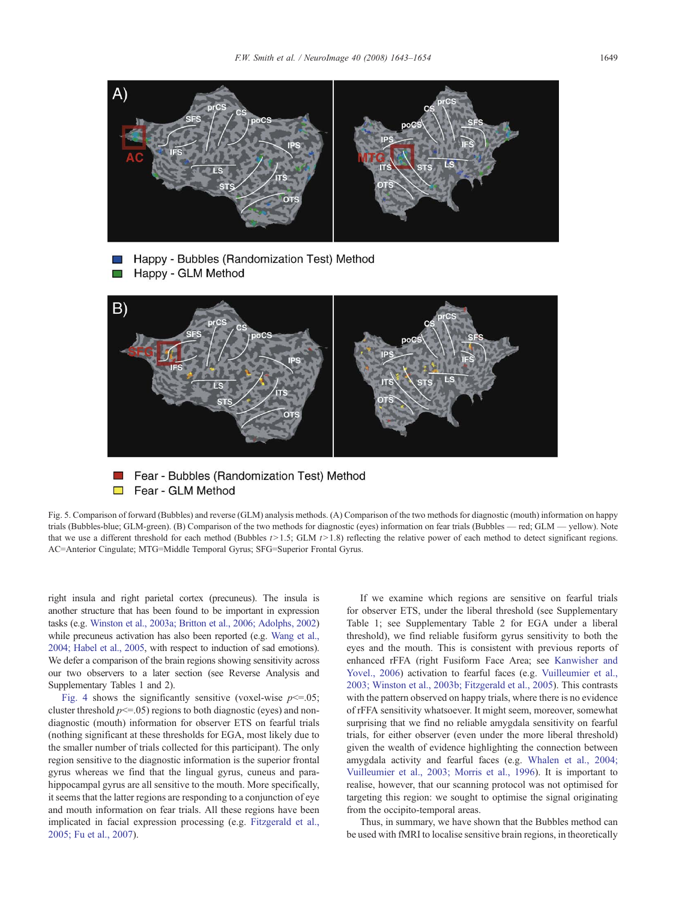Fig. 5. Comparison of forward (Bubbles) and reverse (GLM) analysis methods. (A) Comparison of the two methods for diagnostic (mouth) information on happy trials (Bubbles-blue; GLM-green). (B) Comparison of the two methods for diagnostic (eyes) information on fear trials (Bubbles — red; GLM — yellow). Note that we use a different threshold for each method (Bubbles $t > 1.5$; GLM $t > 1.8$) reflecting the relative power of each method to detect significant regions. AC=Anterior Cingulate; MTG=Middle Temporal Gyrus; SFG=Superior Frontal Gyrus.

right insula and right parietal cortex (precuneus). The insula is another structure that has been found to be important in expression tasks (e.g. Winston et al., 2003a; Britton et al., 2006; Adolphs, 2002) while precuneus activation has also been reported (e.g. Wang et al., 2004; Habel et al., 2005, with respect to induction of sad emotions). We defer a comparison of the brain regions showing sensitivity across our two observers to a later section (see Reverse Analysis and Supplementary Tables 1 and 2).

Fig. 4 shows the significantly sensitive (voxel-wise $p <= .05$; cluster threshold $p <= .05$) regions to both diagnostic (eyes) and non-diagnostic (mouth) information for observer ETS on fearful trials (nothing significant at these thresholds for EGA, most likely due to the smaller number of trials collected for this participant). The only region sensitive to the diagnostic information is the superior frontal gyrus whereas we find that the lingual gyrus, cuneus and para-hippocampal gyrus are all sensitive to the mouth. More specifically, it seems that the latter regions are responding to a conjunction of eye and mouth information on fear trials. All these regions have been implicated in facial expression processing (e.g. Fitzgerald et al., 2005; Fu et al., 2007).

If we examine which regions are sensitive on fearful trials for observer ETS, under the liberal threshold (see Supplementary Table 1; see Supplementary Table 2 for EGA under a liberal threshold), we find reliable fusiform gyrus sensitivity to both the eyes and the mouth. This is consistent with previous reports of enhanced rFFA (right Fusiform Face Area; see Kanwisher and Yovel., 2006) activation to fearful faces (e.g. Vuilleumier et al., 2003; Winston et al., 2003b; Fitzgerald et al., 2005). This contrasts with the pattern observed on happy trials, where there is no evidence of rFFA sensitivity whatsoever. It might seem, moreover, somewhat surprising that we find no reliable amygdala sensitivity on fearful trials, for either observer (even under the more liberal threshold) given the wealth of evidence highlighting the connection between amygdala activity and fearful faces (e.g. Whalen et al., 2004; Vuilleumier et al., 2003; Morris et al., 1996). It is important to realise, however, that our scanning protocol was not optimised for targeting this region: we sought to optimise the signal originating from the occipito-temporal areas.

Thus, in summary, we have shown that the Bubbles method can be used with fMRI to localise sensitive brain regions, in theoretically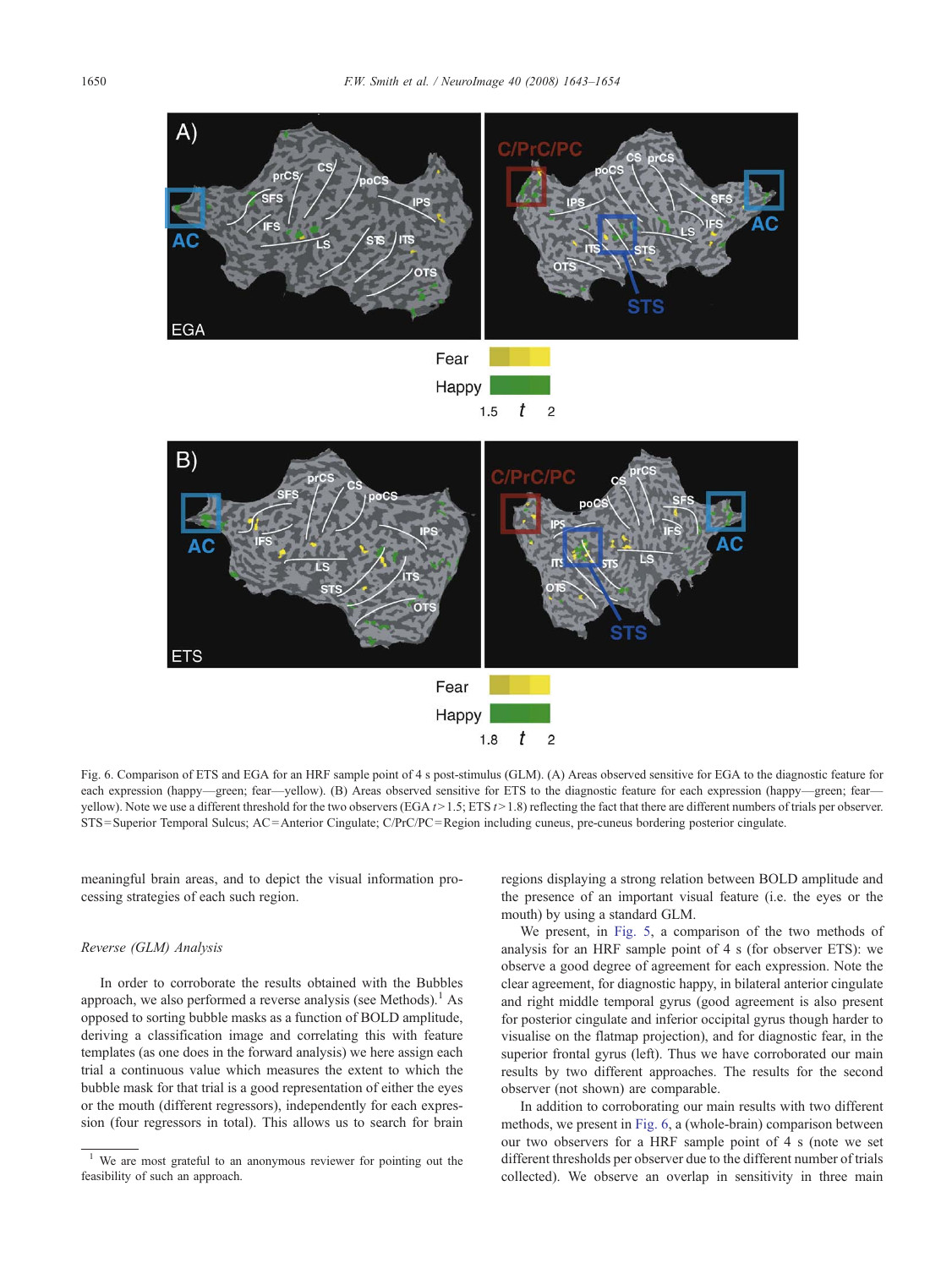Fig. 6. Comparison of ETS and EGA for an HRF sample point of 4 s post-stimulus (GLM). (A) Areas observed sensitive for EGA to the diagnostic feature for each expression (happy—green; fear—yellow). (B) Areas observed sensitive for ETS to the diagnostic feature for each expression (happy—green; fear—yellow). Note we use a different threshold for the two observers (EGA $t > 1.5$; ETS $t > 1.8$) reflecting the fact that there are different numbers of trials per observer. STS = Superior Temporal Sulcus; AC = Anterior Cingulate; C/PrC/PC = Region including cuneus, pre-cuneus bordering posterior cingulate.

meaningful brain areas, and to depict the visual information processing strategies of each such region.

### *Reverse (GLM) Analysis*

In order to corroborate the results obtained with the Bubbles approach, we also performed a reverse analysis (see Methods).[1] As opposed to sorting bubble masks as a function of BOLD amplitude, deriving a classification image and correlating this with feature templates (as one does in the forward analysis) we here assign each trial a continuous value which measures the extent to which the bubble mask for that trial is a good representation of either the eyes or the mouth (different regressors), independently for each expression (four regressors in total). This allows us to search for brain regions displaying a strong relation between BOLD amplitude and the presence of an important visual feature (i.e. the eyes or the mouth) by using a standard GLM.

We present, in Fig. 5, a comparison of the two methods of analysis for an HRF sample point of 4 s (for observer ETS): we observe a good degree of agreement for each expression. Note the clear agreement, for diagnostic happy, in bilateral anterior cingulate and right middle temporal gyrus (good agreement is also present for posterior cingulate and inferior occipital gyrus though harder to visualise on the flatmap projection), and for diagnostic fear, in the superior frontal gyrus (left). Thus we have corroborated our main results by two different approaches. The results for the second observer (not shown) are comparable.

In addition to corroborating our main results with two different methods, we present in Fig. 6, a (whole-brain) comparison between our two observers for a HRF sample point of 4 s (note we set different thresholds per observer due to the different number of trials collected). We observe an overlap in sensitivity in three main

[1] We are most grateful to an anonymous reviewer for pointing out the feasibility of such an approach.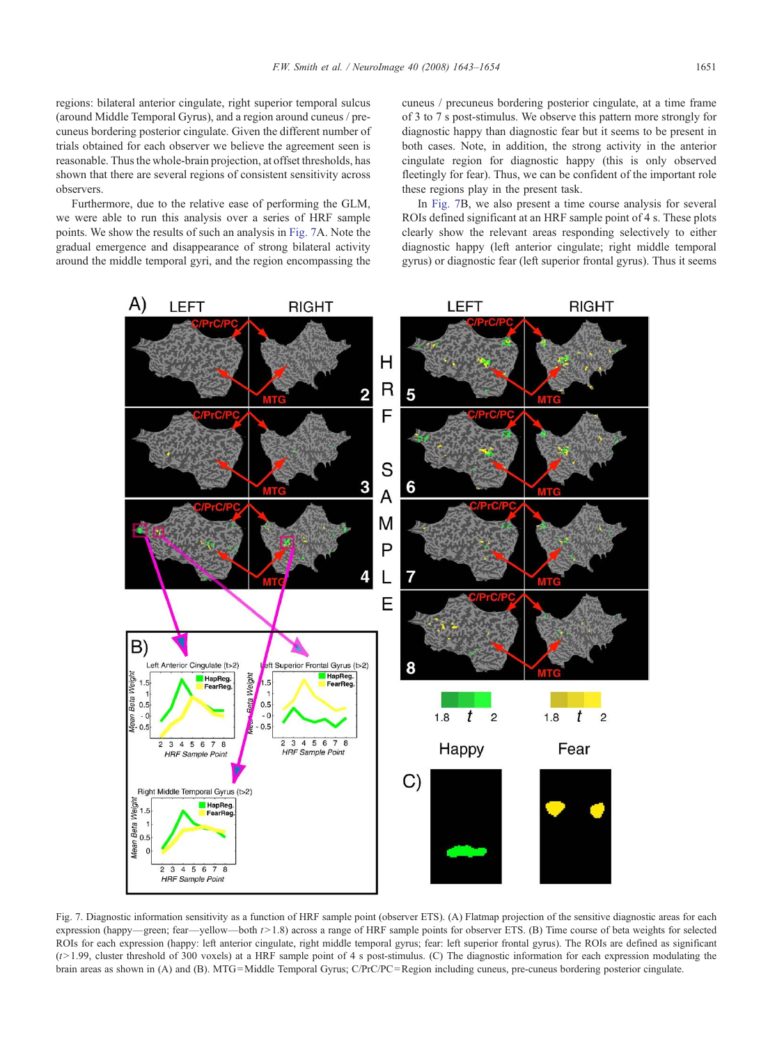regions: bilateral anterior cingulate, right superior temporal sulcus (around Middle Temporal Gyrus), and a region around cuneus / precuneus bordering posterior cingulate. Given the different number of trials obtained for each observer we believe the agreement seen is reasonable. Thus the whole-brain projection, at offset thresholds, has shown that there are several regions of consistent sensitivity across observers.

Furthermore, due to the relative ease of performing the GLM, we were able to run this analysis over a series of HRF sample points. We show the results of such an analysis in Fig. 7A. Note the gradual emergence and disappearance of strong bilateral activity around the middle temporal gyri, and the region encompassing the cuneus / precuneus bordering posterior cingulate, at a time frame of 3 to 7 s post-stimulus. We observe this pattern more strongly for diagnostic happy than diagnostic fear but it seems to be present in both cases. Note, in addition, the strong activity in the anterior cingulate region for diagnostic happy (this is only observed fleetingly for fear). Thus, we can be confident of the important role these regions play in the present task.

In Fig. 7B, we also present a time course analysis for several ROIs defined significant at an HRF sample point of 4 s. These plots clearly show the relevant areas responding selectively to either diagnostic happy (left anterior cingulate; right middle temporal gyrus) or diagnostic fear (left superior frontal gyrus). Thus it seems

Fig. 7. Diagnostic information sensitivity as a function of HRF sample point (observer ETS). (A) Flatmap projection of the sensitive diagnostic areas for each expression (happy—green; fear—yellow—both $t > 1.8$) across a range of HRF sample points for observer ETS. (B) Time course of beta weights for selected ROIs for each expression (happy: left anterior cingulate, right middle temporal gyrus; fear: left superior frontal gyrus). The ROIs are defined as significant ($t > 1.99$, cluster threshold of 300 voxels) at a HRF sample point of 4 s post-stimulus. (C) The diagnostic information for each expression modulating the brain areas as shown in (A) and (B). MTG = Middle Temporal Gyrus; C/PrC/PC = Region including cuneus, pre-cuneus bordering posterior cingulate.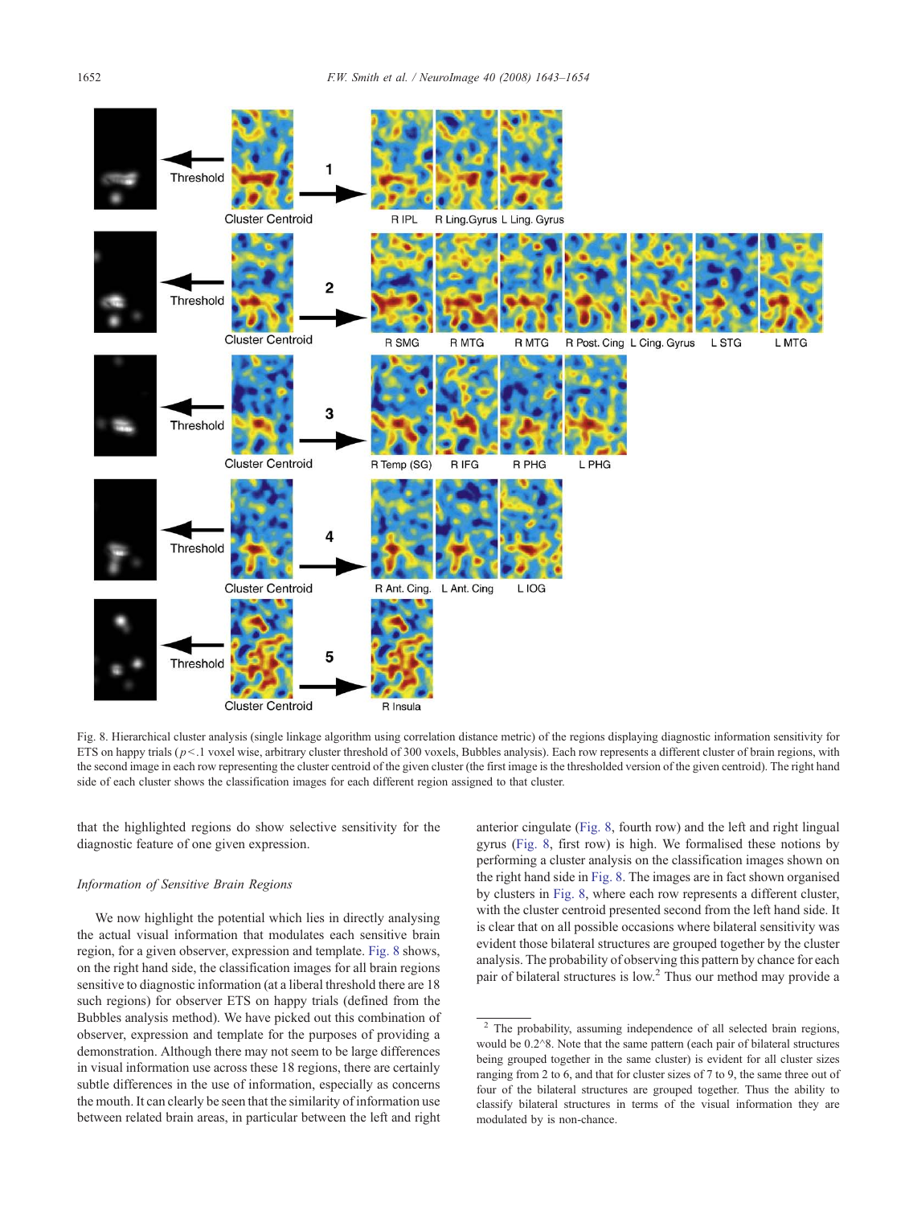Fig. 8. Hierarchical cluster analysis (single linkage algorithm using correlation distance metric) of the regions displaying diagnostic information sensitivity for ETS on happy trials ($p<.1$ voxel wise, arbitrary cluster threshold of 300 voxels, Bubbles analysis). Each row represents a different cluster of brain regions, with the second image in each row representing the cluster centroid of the given cluster (the first image is the thresholded version of the given centroid). The right hand side of each cluster shows the classification images for each different region assigned to that cluster.

that the highlighted regions do show selective sensitivity for the diagnostic feature of one given expression.

### *Information of Sensitive Brain Regions*

We now highlight the potential which lies in directly analysing the actual visual information that modulates each sensitive brain region, for a given observer, expression and template. Fig. 8 shows, on the right hand side, the classification images for all brain regions sensitive to diagnostic information (at a liberal threshold there are 18 such regions) for observer ETS on happy trials (defined from the Bubbles analysis method). We have picked out this combination of observer, expression and template for the purposes of providing a demonstration. Although there may not seem to be large differences in visual information use across these 18 regions, there are certainly subtle differences in the use of information, especially as concerns the mouth. It can clearly be seen that the similarity of information use between related brain areas, in particular between the left and right anterior cingulate (Fig. 8, fourth row) and the left and right lingual gyrus (Fig. 8, first row) is high. We formalised these notions by performing a cluster analysis on the classification images shown on the right hand side in Fig. 8. The images are in fact shown organised by clusters in Fig. 8, where each row represents a different cluster, with the cluster centroid presented second from the left hand side. It is clear that on all possible occasions where bilateral sensitivity was evident those bilateral structures are grouped together by the cluster analysis. The probability of observing this pattern by chance for each pair of bilateral structures is low.[2] Thus our method may provide a

[2] The probability, assuming independence of all selected brain regions, would be 0.2^8. Note that the same pattern (each pair of bilateral structures being grouped together in the same cluster) is evident for all cluster sizes ranging from 2 to 6, and that for cluster sizes of 7 to 9, the same three out of four of the bilateral structures are grouped together. Thus the ability to classify bilateral structures in terms of the visual information they are modulated by is non-chance.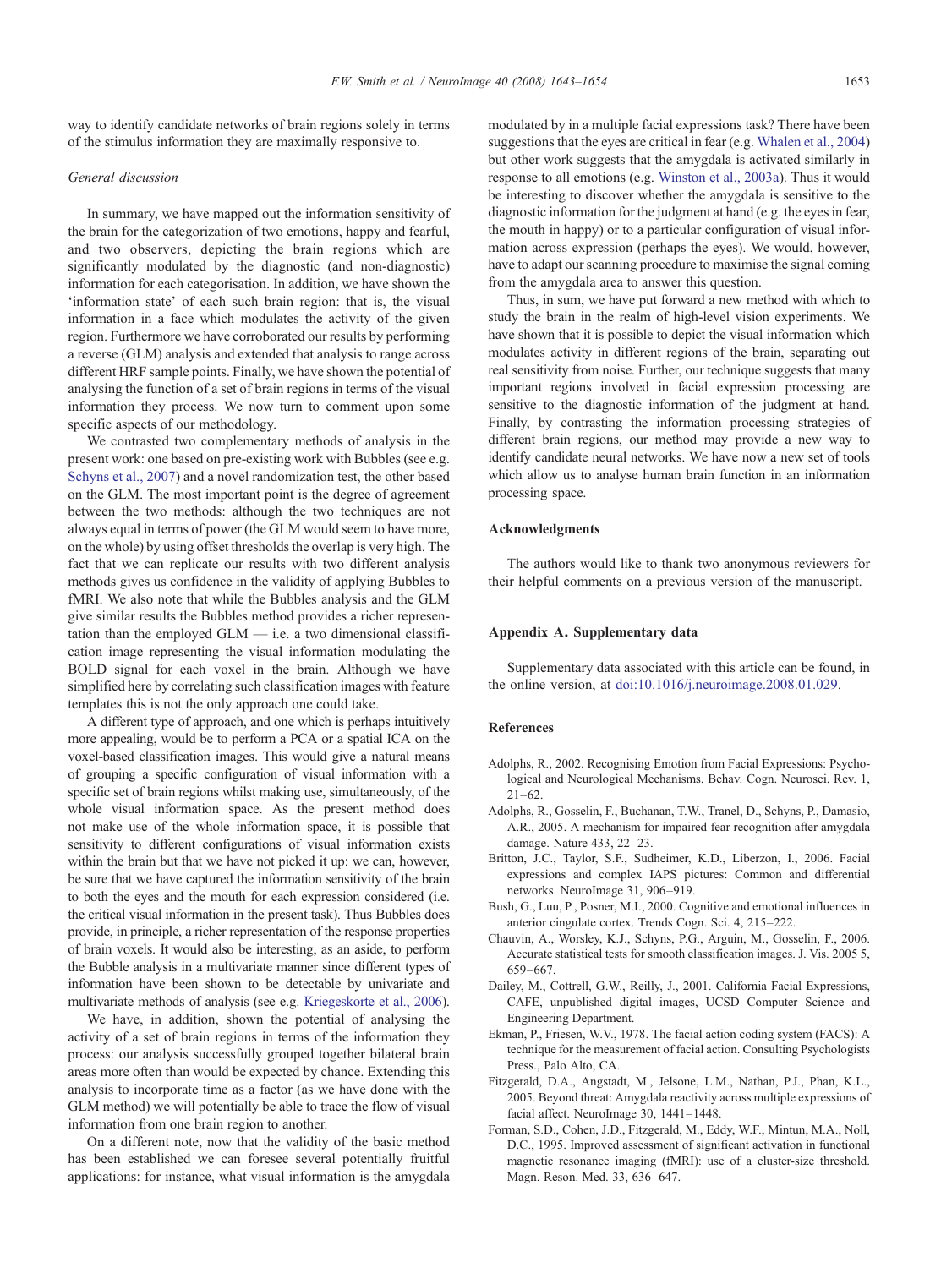way to identify candidate networks of brain regions solely in terms of the stimulus information they are maximally responsive to.

### General discussion

In summary, we have mapped out the information sensitivity of the brain for the categorization of two emotions, happy and fearful, and two observers, depicting the brain regions which are significantly modulated by the diagnostic (and non-diagnostic) information for each categorisation. In addition, we have shown the 'information state' of each such brain region: that is, the visual information in a face which modulates the activity of the given region. Furthermore we have corroborated our results by performing a reverse (GLM) analysis and extended that analysis to range across different HRF sample points. Finally, we have shown the potential of analysing the function of a set of brain regions in terms of the visual information they process. We now turn to comment upon some specific aspects of our methodology.

We contrasted two complementary methods of analysis in the present work: one based on pre-existing work with Bubbles (see e.g. Schyns et al., 2007) and a novel randomization test, the other based on the GLM. The most important point is the degree of agreement between the two methods: although the two techniques are not always equal in terms of power (the GLM would seem to have more, on the whole) by using offset thresholds the overlap is very high. The fact that we can replicate our results with two different analysis methods gives us confidence in the validity of applying Bubbles to fMRI. We also note that while the Bubbles analysis and the GLM give similar results the Bubbles method provides a richer representation than the employed GLM — i.e. a two dimensional classification image representing the visual information modulating the BOLD signal for each voxel in the brain. Although we have simplified here by correlating such classification images with feature templates this is not the only approach one could take.

A different type of approach, and one which is perhaps intuitively more appealing, would be to perform a PCA or a spatial ICA on the voxel-based classification images. This would give a natural means of grouping a specific configuration of visual information with a specific set of brain regions whilst making use, simultaneously, of the whole visual information space. As the present method does not make use of the whole information space, it is possible that sensitivity to different configurations of visual information exists within the brain but that we have not picked it up: we can, however, be sure that we have captured the information sensitivity of the brain to both the eyes and the mouth for each expression considered (i.e. the critical visual information in the present task). Thus Bubbles does provide, in principle, a richer representation of the response properties of brain voxels. It would also be interesting, as an aside, to perform the Bubble analysis in a multivariate manner since different types of information have been shown to be detectable by univariate and multivariate methods of analysis (see e.g. Kriegeskorte et al., 2006).

We have, in addition, shown the potential of analysing the activity of a set of brain regions in terms of the information they process: our analysis successfully grouped together bilateral brain areas more often than would be expected by chance. Extending this analysis to incorporate time as a factor (as we have done with the GLM method) we will potentially be able to trace the flow of visual information from one brain region to another.

On a different note, now that the validity of the basic method has been established we can foresee several potentially fruitful applications: for instance, what visual information is the amygdala modulated by in a multiple facial expressions task? There have been suggestions that the eyes are critical in fear (e.g. Whalen et al., 2004) but other work suggests that the amygdala is activated similarly in response to all emotions (e.g. Winston et al., 2003a). Thus it would be interesting to discover whether the amygdala is sensitive to the diagnostic information for the judgment at hand (e.g. the eyes in fear, the mouth in happy) or to a particular configuration of visual information across expression (perhaps the eyes). We would, however, have to adapt our scanning procedure to maximise the signal coming from the amygdala area to answer this question.

Thus, in sum, we have put forward a new method with which to study the brain in the realm of high-level vision experiments. We have shown that it is possible to depict the visual information which modulates activity in different regions of the brain, separating out real sensitivity from noise. Further, our technique suggests that many important regions involved in facial expression processing are sensitive to the diagnostic information of the judgment at hand. Finally, by contrasting the information processing strategies of different brain regions, our method may provide a new way to identify candidate neural networks. We have now a new set of tools which allow us to analyse human brain function in an information processing space.

## Acknowledgments

The authors would like to thank two anonymous reviewers for their helpful comments on a previous version of the manuscript.

## Appendix A. Supplementary data

Supplementary data associated with this article can be found, in the online version, at doi:10.1016/j.neuroimage.2008.01.029.

## References

Adolphs, R., 2002. Recognising Emotion from Facial Expressions: Psychological and Neurological Mechanisms. Behav. Cogn. Neurosci. Rev. 1, 21–62.

Adolphs, R., Gosselin, F., Buchanan, T.W., Tranel, D., Schyns, P., Damasio, A.R., 2005. A mechanism for impaired fear recognition after amygdala damage. Nature 433, 22–23.

Britton, J.C., Taylor, S.F., Sudheimer, K.D., Liberzon, I., 2006. Facial expressions and complex IAPS pictures: Common and differential networks. NeuroImage 31, 906–919.

Bush, G., Luu, P., Posner, M.I., 2000. Cognitive and emotional influences in anterior cingulate cortex. Trends Cogn. Sci. 4, 215–222.

Chauvin, A., Worsley, K.J., Schyns, P.G., Arguin, M., Gosselin, F., 2006. Accurate statistical tests for smooth classification images. J. Vis. 2005 5, 659–667.

Dailey, M., Cottrell, G.W., Reilly, J., 2001. California Facial Expressions, CAFE, unpublished digital images, UCSD Computer Science and Engineering Department.

Ekman, P., Friesen, W.V., 1978. The facial action coding system (FACS): A technique for the measurement of facial action. Consulting Psychologists Press., Palo Alto, CA.

Fitzgerald, D.A., Angstadt, M., Jelsone, L.M., Nathan, P.J., Phan, K.L., 2005. Beyond threat: Amygdala reactivity across multiple expressions of facial affect. NeuroImage 30, 1441–1448.

Forman, S.D., Cohen, J.D., Fitzgerald, M., Eddy, W.F., Mintun, M.A., Noll, D.C., 1995. Improved assessment of significant activation in functional magnetic resonance imaging (fMRI): use of a cluster-size threshold. Magn. Reson. Med. 33, 636–647.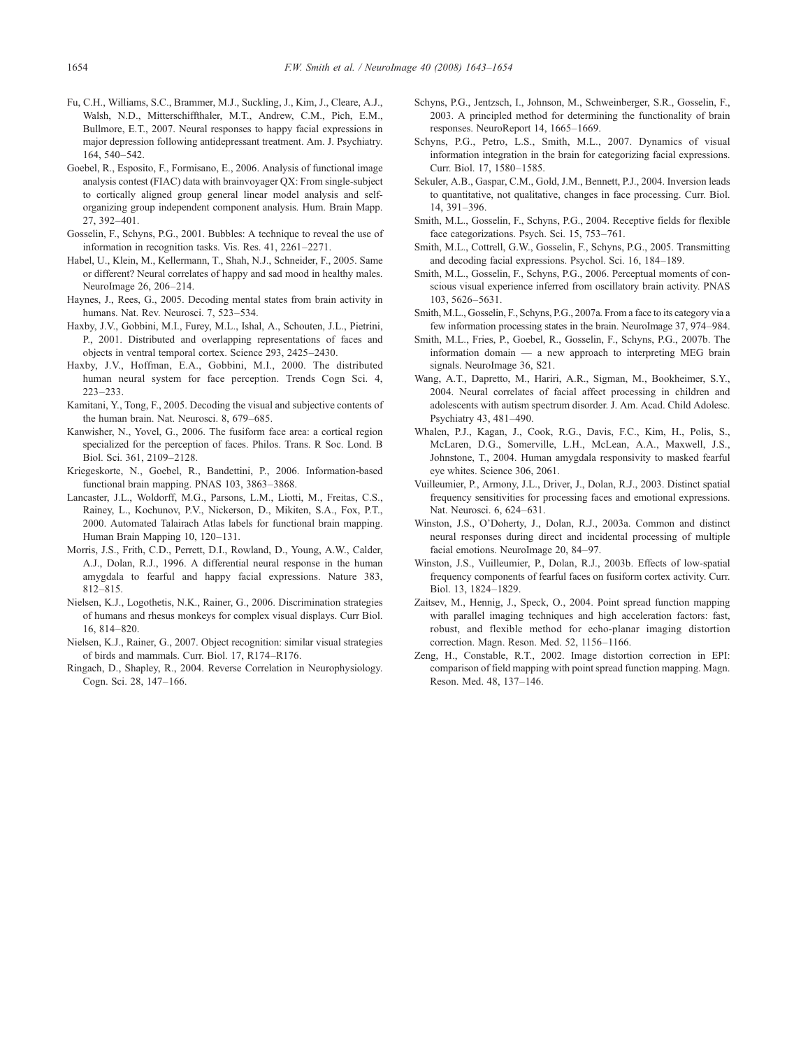Fu, C.H., Williams, S.C., Brammer, M.J., Suckling, J., Kim, J., Cleare, A.J., Walsh, N.D., Mitterschiffthaler, M.T., Andrew, C.M., Pich, E.M., Bullmore, E.T., 2007. Neural responses to happy facial expressions in major depression following antidepressant treatment. Am. J. Psychiatry. 164, 540–542.

Goebel, R., Esposito, F., Formisano, E., 2006. Analysis of functional image analysis contest (FIAC) data with brainvoyager QX: From single-subject to cortically aligned group general linear model analysis and self-organizing group independent component analysis. Hum. Brain Mapp. 27, 392–401.

Gosselin, F., Schyns, P.G., 2001. Bubbles: A technique to reveal the use of information in recognition tasks. Vis. Res. 41, 2261–2271.

Habel, U., Klein, M., Kellermann, T., Shah, N.J., Schneider, F., 2005. Same or different? Neural correlates of happy and sad mood in healthy males. NeuroImage 26, 206–214.

Haynes, J., Rees, G., 2005. Decoding mental states from brain activity in humans. Nat. Rev. Neurosci. 7, 523–534.

Haxby, J.V., Gobbini, M.I., Furey, M.L., Ishal, A., Schouten, J.L., Pietrini, P., 2001. Distributed and overlapping representations of faces and objects in ventral temporal cortex. Science 293, 2425–2430.

Haxby, J.V., Hoffman, E.A., Gobbini, M.I., 2000. The distributed human neural system for face perception. Trends Cogn Sci. 4, 223–233.

Kamitani, Y., Tong, F., 2005. Decoding the visual and subjective contents of the human brain. Nat. Neurosci. 8, 679–685.

Kanwisher, N., Yovel, G., 2006. The fusiform face area: a cortical region specialized for the perception of faces. Philos. Trans. R Soc. Lond. B Biol. Sci. 361, 2109–2128.

Kriegeskorte, N., Goebel, R., Bandettini, P., 2006. Information-based functional brain mapping. PNAS 103, 3863–3868.

Lancaster, J.L., Woldorff, M.G., Parsons, L.M., Liotti, M., Freitas, C.S., Rainey, L., Kochunov, P.V., Nickerson, D., Mikiten, S.A., Fox, P.T., 2000. Automated Talairach Atlas labels for functional brain mapping. Human Brain Mapping 10, 120–131.

Morris, J.S., Frith, C.D., Perrett, D.I., Rowland, D., Young, A.W., Calder, A.J., Dolan, R.J., 1996. A differential neural response in the human amygdala to fearful and happy facial expressions. Nature 383, 812–815.

Nielsen, K.J., Logothetis, N.K., Rainer, G., 2006. Discrimination strategies of humans and rhesus monkeys for complex visual displays. Curr Biol. 16, 814–820.

Nielsen, K.J., Rainer, G., 2007. Object recognition: similar visual strategies of birds and mammals. Curr. Biol. 17, R174–R176.

Ringach, D., Shapley, R., 2004. Reverse Correlation in Neurophysiology. Cogn. Sci. 28, 147–166.

Schyns, P.G., Jentzsch, I., Johnson, M., Schweinberger, S.R., Gosselin, F., 2003. A principled method for determining the functionality of brain responses. NeuroReport 14, 1665–1669.

Schyns, P.G., Petro, L.S., Smith, M.L., 2007. Dynamics of visual information integration in the brain for categorizing facial expressions. Curr. Biol. 17, 1580–1585.

Sekuler, A.B., Gaspar, C.M., Gold, J.M., Bennett, P.J., 2004. Inversion leads to quantitative, not qualitative, changes in face processing. Curr. Biol. 14, 391–396.

Smith, M.L., Gosselin, F., Schyns, P.G., 2004. Receptive fields for flexible face categorizations. Psych. Sci. 15, 753–761.

Smith, M.L., Cottrell, G.W., Gosselin, F., Schyns, P.G., 2005. Transmitting and decoding facial expressions. Psychol. Sci. 16, 184–189.

Smith, M.L., Gosselin, F., Schyns, P.G., 2006. Perceptual moments of conscious visual experience inferred from oscillatory brain activity. PNAS 103, 5626–5631.

Smith, M.L., Gosselin, F., Schyns, P.G., 2007a. From a face to its category via a few information processing states in the brain. NeuroImage 37, 974–984.

Smith, M.L., Fries, P., Goebel, R., Gosselin, F., Schyns, P.G., 2007b. The information domain — a new approach to interpreting MEG brain signals. NeuroImage 36, S21.

Wang, A.T., Dapretto, M., Hariri, A.R., Sigman, M., Bookheimer, S.Y., 2004. Neural correlates of facial affect processing in children and adolescents with autism spectrum disorder. J. Am. Acad. Child Adolesc. Psychiatry 43, 481–490.

Whalen, P.J., Kagan, J., Cook, R.G., Davis, F.C., Kim, H., Polis, S., McLaren, D.G., Somerville, L.H., McLean, A.A., Maxwell, J.S., Johnstone, T., 2004. Human amygdala responsivity to masked fearful eye whites. Science 306, 2061.

Vuilleumier, P., Armony, J.L., Driver, J., Dolan, R.J., 2003. Distinct spatial frequency sensitivities for processing faces and emotional expressions. Nat. Neurosci. 6, 624–631.

Winston, J.S., O'Doherty, J., Dolan, R.J., 2003a. Common and distinct neural responses during direct and incidental processing of multiple facial emotions. NeuroImage 20, 84–97.

Winston, J.S., Vuilleumier, P., Dolan, R.J., 2003b. Effects of low-spatial frequency components of fearful faces on fusiform cortex activity. Curr. Biol. 13, 1824–1829.

Zaitsev, M., Hennig, J., Speck, O., 2004. Point spread function mapping with parallel imaging techniques and high acceleration factors: fast, robust, and flexible method for echo-planar imaging distortion correction. Magn. Reson. Med. 52, 1156–1166.

Zeng, H., Constable, R.T., 2002. Image distortion correction in EPI: comparison of field mapping with point spread function mapping. Magn. Reson. Med. 48, 137–146.